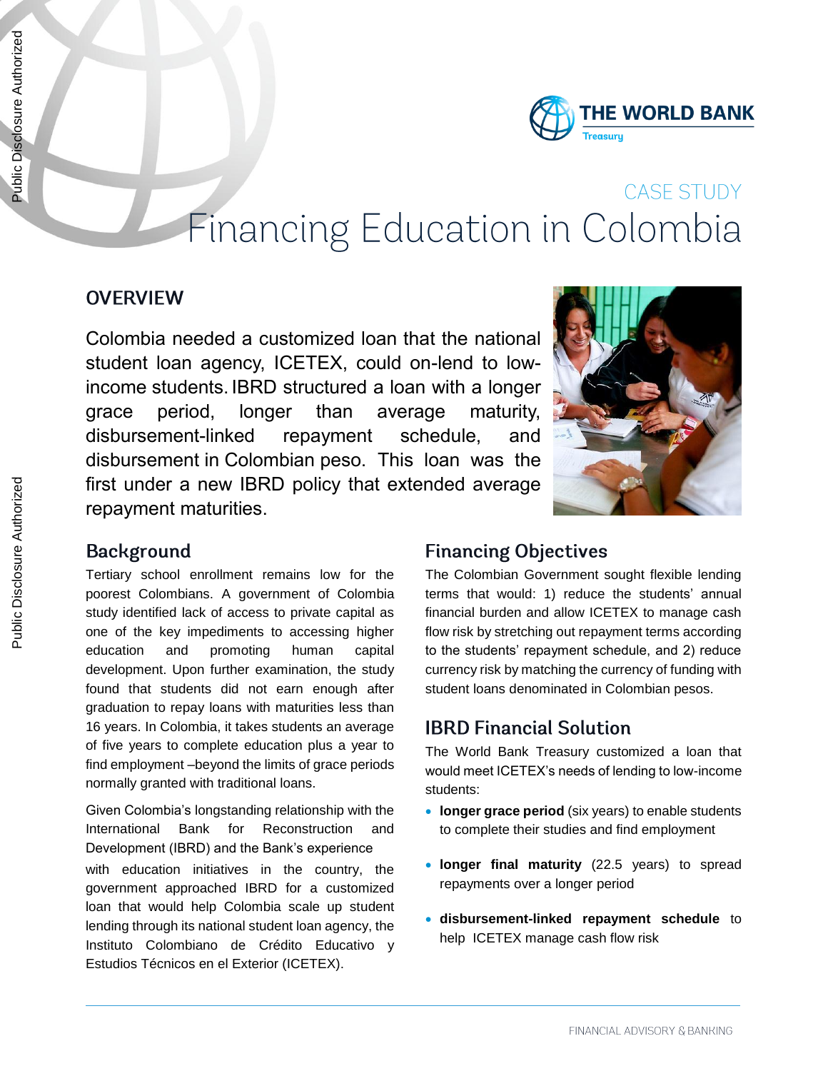THE WORLD BANK
Treasury

CASE STUDY

# Financing Education in Colombia

## OVERVIEW

Colombia needed a customized loan that the national student loan agency, ICETEX, could on-lend to low-income students. IBRD structured a loan with a longer grace period, longer than average maturity, disbursement-linked repayment schedule, and disbursement in Colombian peso. This loan was the first under a new IBRD policy that extended average repayment maturities.

## Background

Tertiary school enrollment remains low for the poorest Colombians. A government of Colombia study identified lack of access to private capital as one of the key impediments to accessing higher education and promoting human capital development. Upon further examination, the study found that students did not earn enough after graduation to repay loans with maturities less than 16 years. In Colombia, it takes students an average of five years to complete education plus a year to find employment –beyond the limits of grace periods normally granted with traditional loans.

Given Colombia's longstanding relationship with the International Bank for Reconstruction and Development (IBRD) and the Bank's experience with education initiatives in the country, the government approached IBRD for a customized loan that would help Colombia scale up student lending through its national student loan agency, the Instituto Colombiano de Crédito Educativo y Estudios Técnicos en el Exterior (ICETEX).

## Financing Objectives

The Colombian Government sought flexible lending terms that would: 1) reduce the students' annual financial burden and allow ICETEX to manage cash flow risk by stretching out repayment terms according to the students' repayment schedule, and 2) reduce currency risk by matching the currency of funding with student loans denominated in Colombian pesos.

## IBRD Financial Solution

The World Bank Treasury customized a loan that would meet ICETEX's needs of lending to low-income students:

- **longer grace period** (six years) to enable students to complete their studies and find employment
- **longer final maturity** (22.5 years) to spread repayments over a longer period
- **disbursement-linked repayment schedule** to help ICETEX manage cash flow risk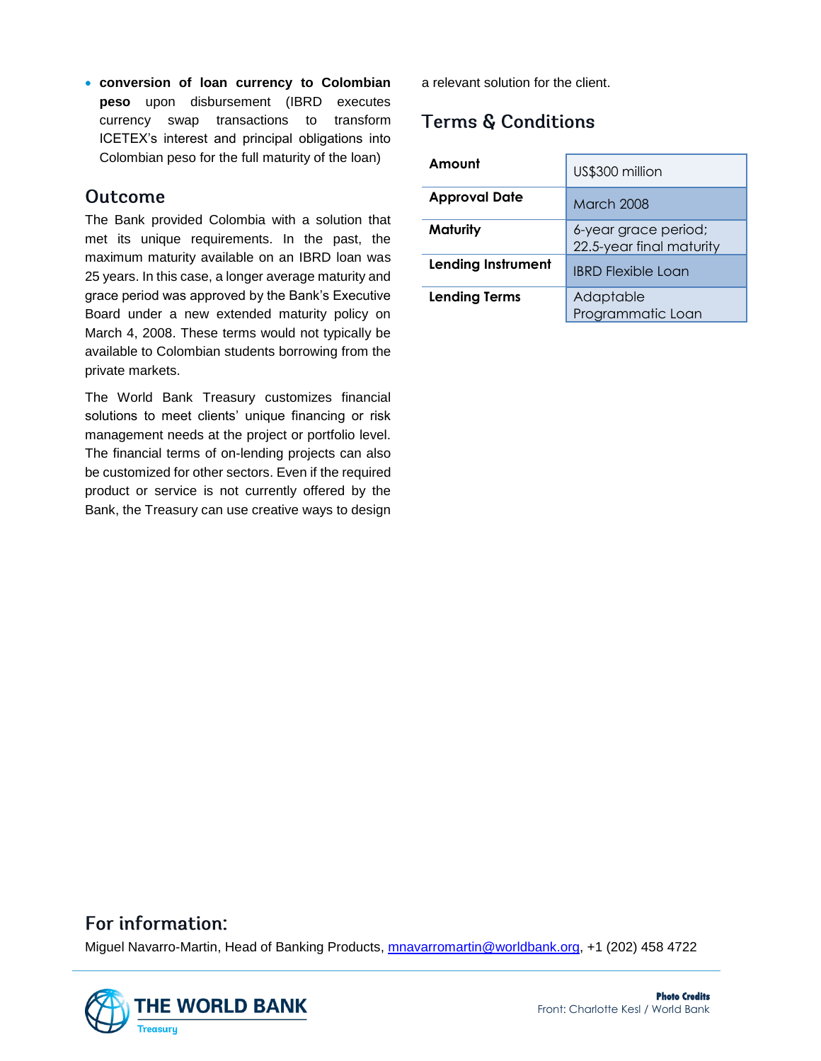- **conversion of loan currency to Colombian peso** upon disbursement (IBRD executes currency swap transactions to transform ICETEX's interest and principal obligations into Colombian peso for the full maturity of the loan)

## Outcome

The Bank provided Colombia with a solution that met its unique requirements. In the past, the maximum maturity available on an IBRD loan was 25 years. In this case, a longer average maturity and grace period was approved by the Bank's Executive Board under a new extended maturity policy on March 4, 2008. These terms would not typically be available to Colombian students borrowing from the private markets.

The World Bank Treasury customizes financial solutions to meet clients' unique financing or risk management needs at the project or portfolio level. The financial terms of on-lending projects can also be customized for other sectors. Even if the required product or service is not currently offered by the Bank, the Treasury can use creative ways to design a relevant solution for the client.

## Terms & Conditions

| | |
|---|---|
| **Amount** | US$300 million |
| **Approval Date** | March 2008 |
| **Maturity** | 6-year grace period; 22.5-year final maturity |
| **Lending Instrument** | IBRD Flexible Loan |
| **Lending Terms** | Adaptable Programmatic Loan |

## For information:

Miguel Navarro-Martin, Head of Banking Products, mnavarromartin@worldbank.org, +1 (202) 458 4722

THE WORLD BANK Treasury

**Photo Credits**
Front: Charlotte Kesl / World Bank